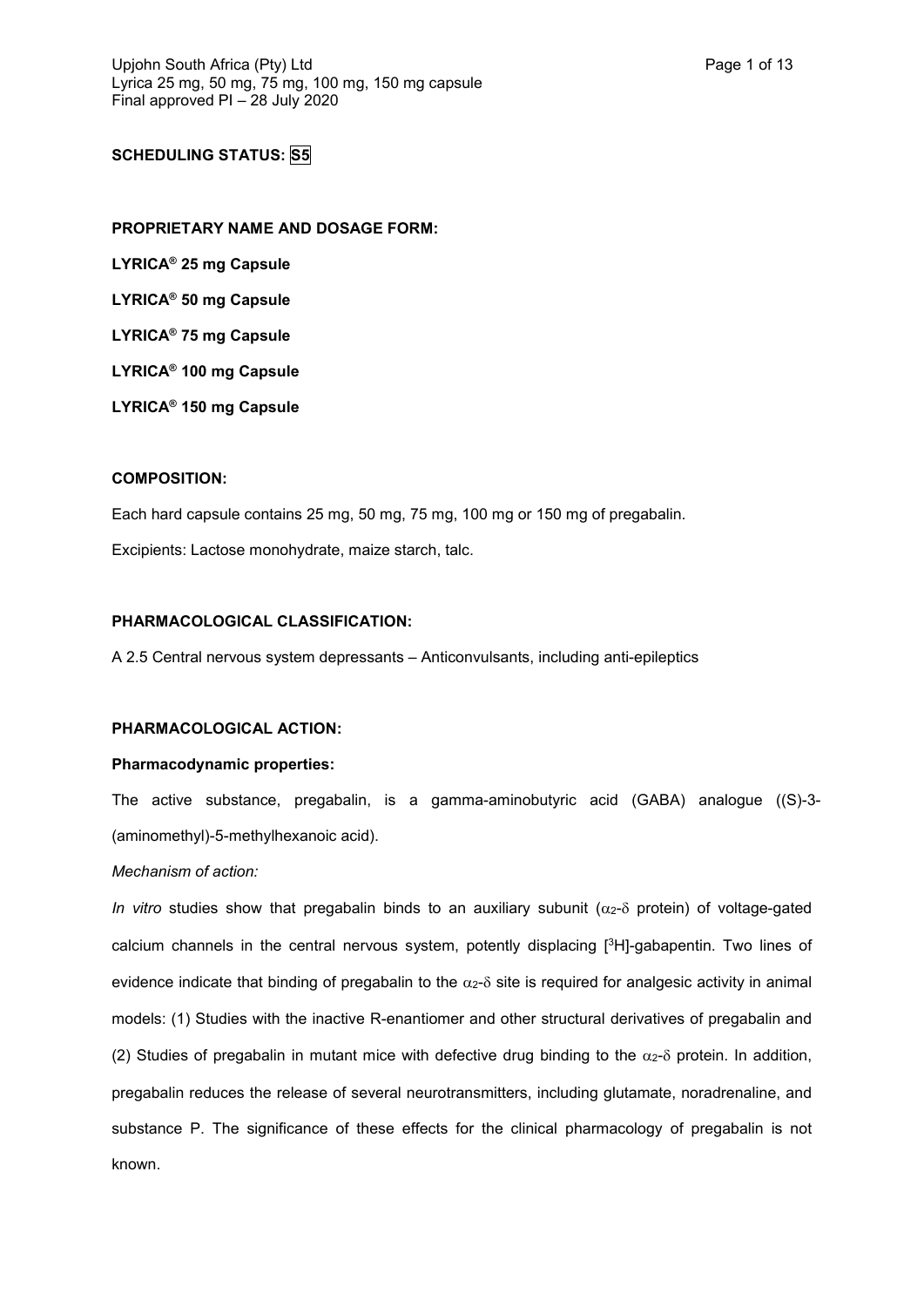**SCHEDULING STATUS: S5**

**PROPRIETARY NAME AND DOSAGE FORM:**

**LYRICA® 25 mg Capsule**

**LYRICA® 50 mg Capsule**

**LYRICA® 75 mg Capsule**

**LYRICA® 100 mg Capsule**

**LYRICA® 150 mg Capsule**

**COMPOSITION:**

Each hard capsule contains 25 mg, 50 mg, 75 mg, 100 mg or 150 mg of pregabalin.

Excipients: Lactose monohydrate, maize starch, talc.

**PHARMACOLOGICAL CLASSIFICATION:**

A 2.5 Central nervous system depressants – Anticonvulsants, including anti-epileptics

**PHARMACOLOGICAL ACTION:**

**Pharmacodynamic properties:**

The active substance, pregabalin, is a gamma-aminobutyric acid (GABA) analogue ((S)-3-(aminomethyl)-5-methylhexanoic acid).

*Mechanism of action:*

*In vitro* studies show that pregabalin binds to an auxiliary subunit ($\alpha_2$-$\delta$ protein) of voltage-gated calcium channels in the central nervous system, potently displacing [$^3$H]-gabapentin. Two lines of evidence indicate that binding of pregabalin to the $\alpha_2$-$\delta$ site is required for analgesic activity in animal models: (1) Studies with the inactive R-enantiomer and other structural derivatives of pregabalin and (2) Studies of pregabalin in mutant mice with defective drug binding to the $\alpha_2$-$\delta$ protein. In addition, pregabalin reduces the release of several neurotransmitters, including glutamate, noradrenaline, and substance P. The significance of these effects for the clinical pharmacology of pregabalin is not known.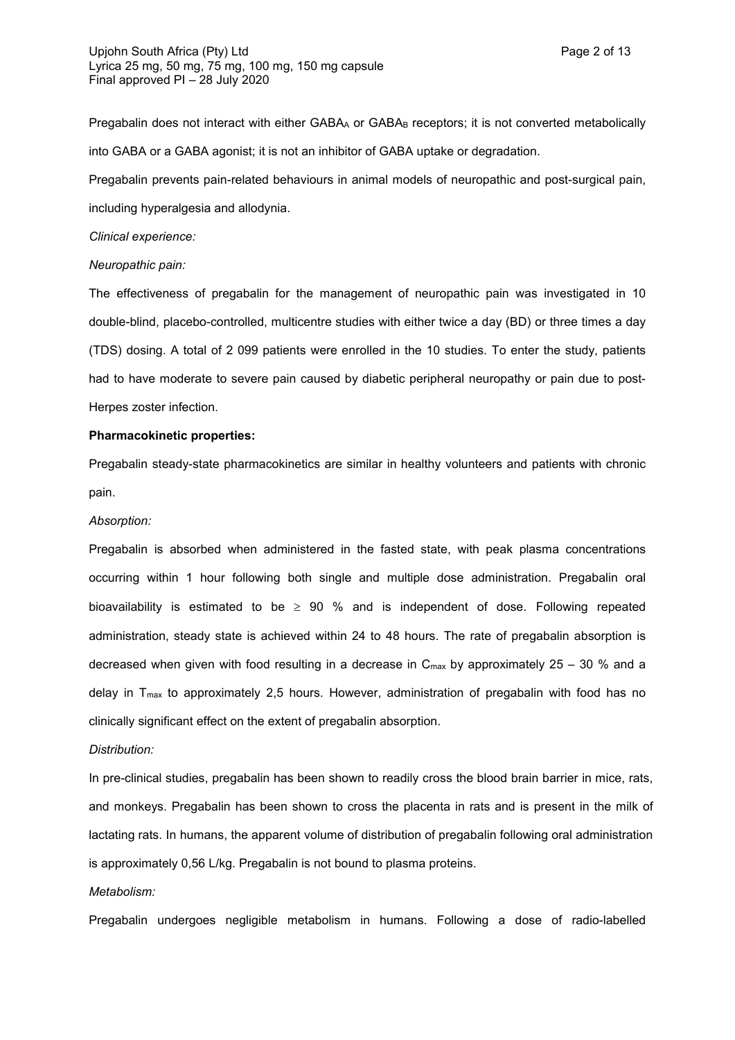Pregabalin does not interact with either $GABA_A$ or $GABA_B$ receptors; it is not converted metabolically into GABA or a GABA agonist; it is not an inhibitor of GABA uptake or degradation.

Pregabalin prevents pain-related behaviours in animal models of neuropathic and post-surgical pain, including hyperalgesia and allodynia.

*Clinical experience:*

*Neuropathic pain:*

The effectiveness of pregabalin for the management of neuropathic pain was investigated in 10 double-blind, placebo-controlled, multicentre studies with either twice a day (BD) or three times a day (TDS) dosing. A total of 2 099 patients were enrolled in the 10 studies. To enter the study, patients had to have moderate to severe pain caused by diabetic peripheral neuropathy or pain due to post-Herpes zoster infection.

**Pharmacokinetic properties:**

Pregabalin steady-state pharmacokinetics are similar in healthy volunteers and patients with chronic pain.

*Absorption:*

Pregabalin is absorbed when administered in the fasted state, with peak plasma concentrations occurring within 1 hour following both single and multiple dose administration. Pregabalin oral bioavailability is estimated to be $\geq$ 90 % and is independent of dose. Following repeated administration, steady state is achieved within 24 to 48 hours. The rate of pregabalin absorption is decreased when given with food resulting in a decrease in $C_{max}$ by approximately 25 – 30 % and a delay in $T_{max}$ to approximately 2,5 hours. However, administration of pregabalin with food has no clinically significant effect on the extent of pregabalin absorption.

*Distribution:*

In pre-clinical studies, pregabalin has been shown to readily cross the blood brain barrier in mice, rats, and monkeys. Pregabalin has been shown to cross the placenta in rats and is present in the milk of lactating rats. In humans, the apparent volume of distribution of pregabalin following oral administration is approximately 0,56 L/kg. Pregabalin is not bound to plasma proteins.

*Metabolism:*

Pregabalin undergoes negligible metabolism in humans. Following a dose of radio-labelled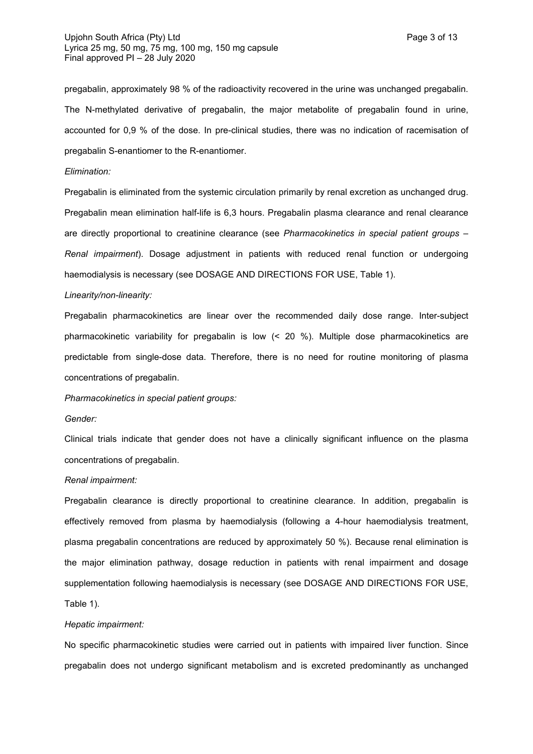pregabalin, approximately 98 % of the radioactivity recovered in the urine was unchanged pregabalin. The N-methylated derivative of pregabalin, the major metabolite of pregabalin found in urine, accounted for 0,9 % of the dose. In pre-clinical studies, there was no indication of racemisation of pregabalin S-enantiomer to the R-enantiomer.

*Elimination:*

Pregabalin is eliminated from the systemic circulation primarily by renal excretion as unchanged drug. Pregabalin mean elimination half-life is 6,3 hours. Pregabalin plasma clearance and renal clearance are directly proportional to creatinine clearance (see *Pharmacokinetics in special patient groups – Renal impairment*). Dosage adjustment in patients with reduced renal function or undergoing haemodialysis is necessary (see DOSAGE AND DIRECTIONS FOR USE, Table 1).

*Linearity/non-linearity:*

Pregabalin pharmacokinetics are linear over the recommended daily dose range. Inter-subject pharmacokinetic variability for pregabalin is low (< 20 %). Multiple dose pharmacokinetics are predictable from single-dose data. Therefore, there is no need for routine monitoring of plasma concentrations of pregabalin.

*Pharmacokinetics in special patient groups:*

*Gender:*

Clinical trials indicate that gender does not have a clinically significant influence on the plasma concentrations of pregabalin.

*Renal impairment:*

Pregabalin clearance is directly proportional to creatinine clearance. In addition, pregabalin is effectively removed from plasma by haemodialysis (following a 4-hour haemodialysis treatment, plasma pregabalin concentrations are reduced by approximately 50 %). Because renal elimination is the major elimination pathway, dosage reduction in patients with renal impairment and dosage supplementation following haemodialysis is necessary (see DOSAGE AND DIRECTIONS FOR USE, Table 1).

*Hepatic impairment:*

No specific pharmacokinetic studies were carried out in patients with impaired liver function. Since pregabalin does not undergo significant metabolism and is excreted predominantly as unchanged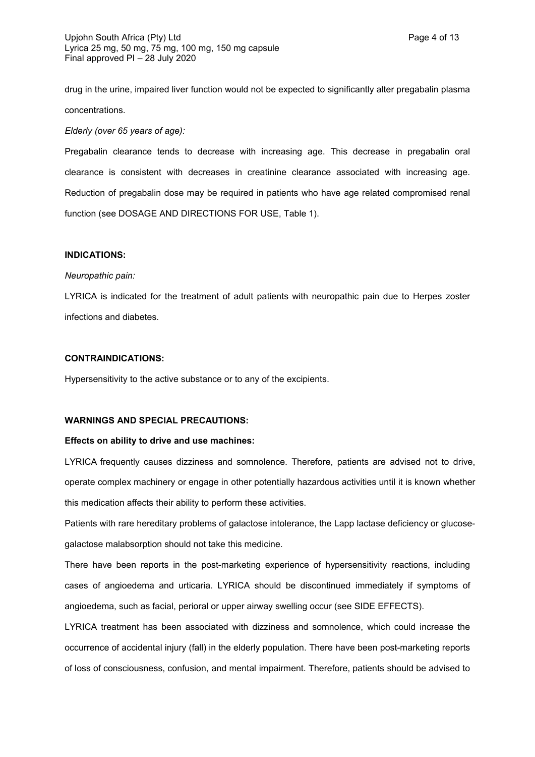drug in the urine, impaired liver function would not be expected to significantly alter pregabalin plasma concentrations.

*Elderly (over 65 years of age):*

Pregabalin clearance tends to decrease with increasing age. This decrease in pregabalin oral clearance is consistent with decreases in creatinine clearance associated with increasing age. Reduction of pregabalin dose may be required in patients who have age related compromised renal function (see DOSAGE AND DIRECTIONS FOR USE, Table 1).

## INDICATIONS:

*Neuropathic pain:*

LYRICA is indicated for the treatment of adult patients with neuropathic pain due to Herpes zoster infections and diabetes.

## CONTRAINDICATIONS:

Hypersensitivity to the active substance or to any of the excipients.

## WARNINGS AND SPECIAL PRECAUTIONS:

**Effects on ability to drive and use machines:**

LYRICA frequently causes dizziness and somnolence. Therefore, patients are advised not to drive, operate complex machinery or engage in other potentially hazardous activities until it is known whether this medication affects their ability to perform these activities.

Patients with rare hereditary problems of galactose intolerance, the Lapp lactase deficiency or glucose-galactose malabsorption should not take this medicine.

There have been reports in the post-marketing experience of hypersensitivity reactions, including cases of angioedema and urticaria. LYRICA should be discontinued immediately if symptoms of angioedema, such as facial, perioral or upper airway swelling occur (see SIDE EFFECTS).

LYRICA treatment has been associated with dizziness and somnolence, which could increase the occurrence of accidental injury (fall) in the elderly population. There have been post-marketing reports of loss of consciousness, confusion, and mental impairment. Therefore, patients should be advised to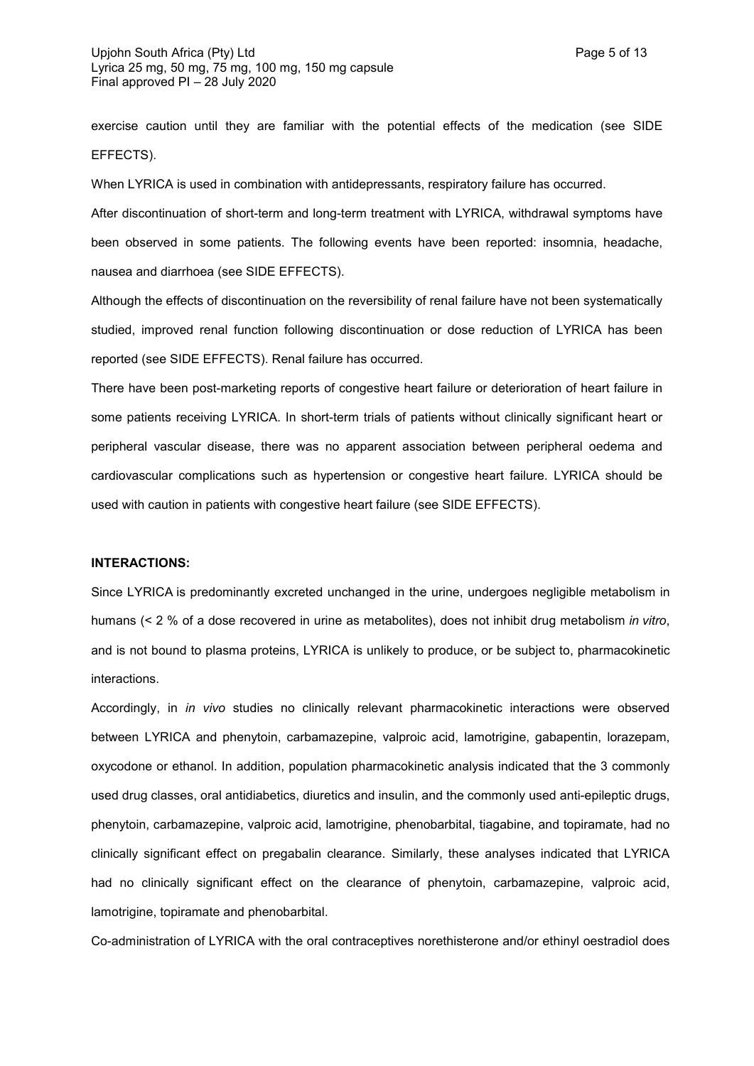exercise caution until they are familiar with the potential effects of the medication (see SIDE EFFECTS).

When LYRICA is used in combination with antidepressants, respiratory failure has occurred.

After discontinuation of short-term and long-term treatment with LYRICA, withdrawal symptoms have been observed in some patients. The following events have been reported: insomnia, headache, nausea and diarrhoea (see SIDE EFFECTS).

Although the effects of discontinuation on the reversibility of renal failure have not been systematically studied, improved renal function following discontinuation or dose reduction of LYRICA has been reported (see SIDE EFFECTS). Renal failure has occurred.

There have been post-marketing reports of congestive heart failure or deterioration of heart failure in some patients receiving LYRICA. In short-term trials of patients without clinically significant heart or peripheral vascular disease, there was no apparent association between peripheral oedema and cardiovascular complications such as hypertension or congestive heart failure. LYRICA should be used with caution in patients with congestive heart failure (see SIDE EFFECTS).

**INTERACTIONS:**

Since LYRICA is predominantly excreted unchanged in the urine, undergoes negligible metabolism in humans (< 2 % of a dose recovered in urine as metabolites), does not inhibit drug metabolism *in vitro*, and is not bound to plasma proteins, LYRICA is unlikely to produce, or be subject to, pharmacokinetic interactions.

Accordingly, in *in vivo* studies no clinically relevant pharmacokinetic interactions were observed between LYRICA and phenytoin, carbamazepine, valproic acid, lamotrigine, gabapentin, lorazepam, oxycodone or ethanol. In addition, population pharmacokinetic analysis indicated that the 3 commonly used drug classes, oral antidiabetics, diuretics and insulin, and the commonly used anti-epileptic drugs, phenytoin, carbamazepine, valproic acid, lamotrigine, phenobarbital, tiagabine, and topiramate, had no clinically significant effect on pregabalin clearance. Similarly, these analyses indicated that LYRICA had no clinically significant effect on the clearance of phenytoin, carbamazepine, valproic acid, lamotrigine, topiramate and phenobarbital.

Co-administration of LYRICA with the oral contraceptives norethisterone and/or ethinyl oestradiol does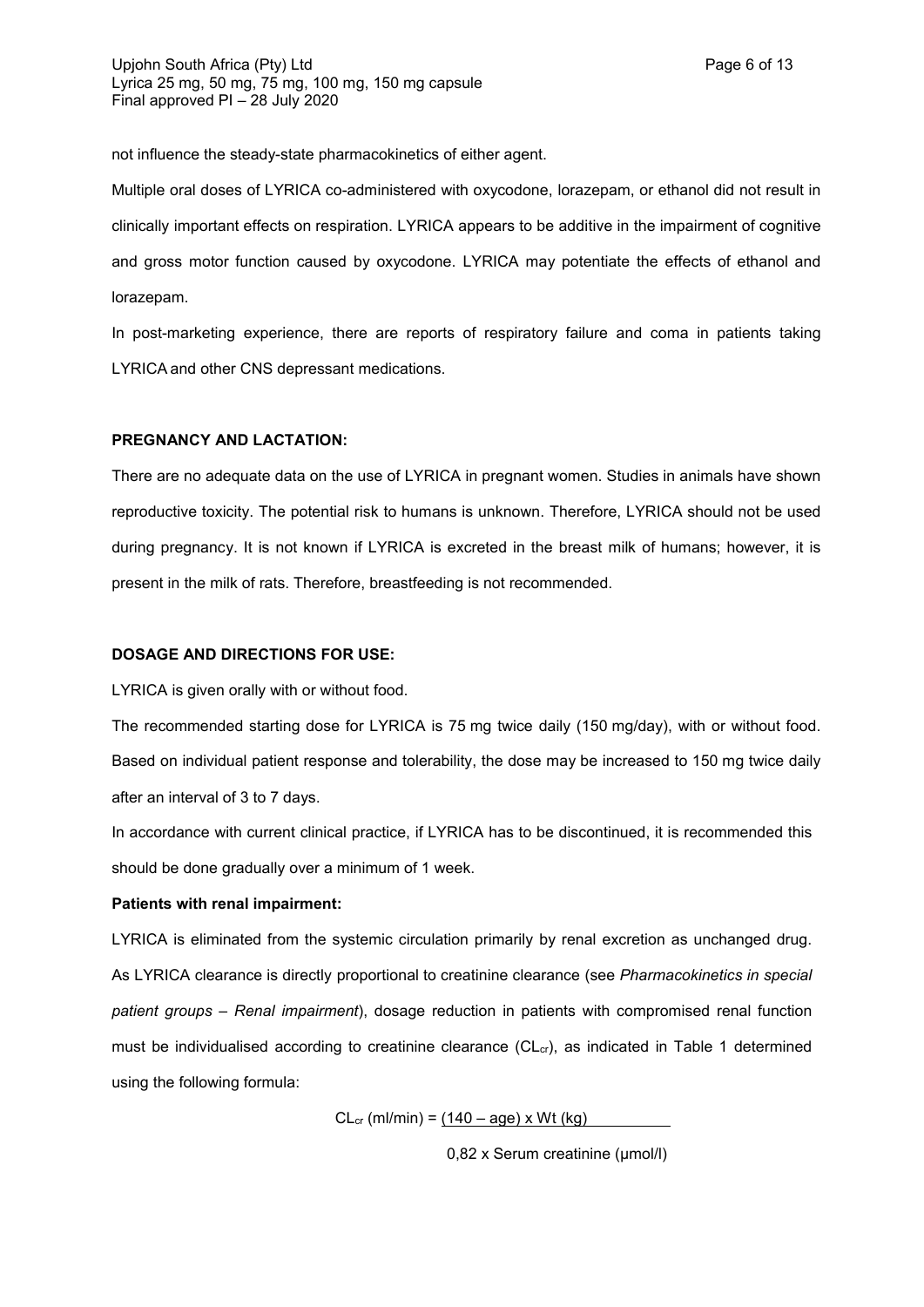not influence the steady-state pharmacokinetics of either agent.

Multiple oral doses of LYRICA co-administered with oxycodone, lorazepam, or ethanol did not result in clinically important effects on respiration. LYRICA appears to be additive in the impairment of cognitive and gross motor function caused by oxycodone. LYRICA may potentiate the effects of ethanol and lorazepam.

In post-marketing experience, there are reports of respiratory failure and coma in patients taking LYRICA and other CNS depressant medications.

**PREGNANCY AND LACTATION:**

There are no adequate data on the use of LYRICA in pregnant women. Studies in animals have shown reproductive toxicity. The potential risk to humans is unknown. Therefore, LYRICA should not be used during pregnancy. It is not known if LYRICA is excreted in the breast milk of humans; however, it is present in the milk of rats. Therefore, breastfeeding is not recommended.

**DOSAGE AND DIRECTIONS FOR USE:**

LYRICA is given orally with or without food.

The recommended starting dose for LYRICA is 75 mg twice daily (150 mg/day), with or without food. Based on individual patient response and tolerability, the dose may be increased to 150 mg twice daily after an interval of 3 to 7 days.

In accordance with current clinical practice, if LYRICA has to be discontinued, it is recommended this should be done gradually over a minimum of 1 week.

**Patients with renal impairment:**

LYRICA is eliminated from the systemic circulation primarily by renal excretion as unchanged drug. As LYRICA clearance is directly proportional to creatinine clearance (see *Pharmacokinetics in special patient groups – Renal impairment*), dosage reduction in patients with compromised renal function must be individualised according to creatinine clearance ($CL_{cr}$), as indicated in Table 1 determined using the following formula:

$$CL_{cr}\ (\text{ml/min}) = \frac{(140 - \text{age}) \times \text{Wt (kg)}}{0{,}82 \times \text{Serum creatinine } (\mu\text{mol/l})}$$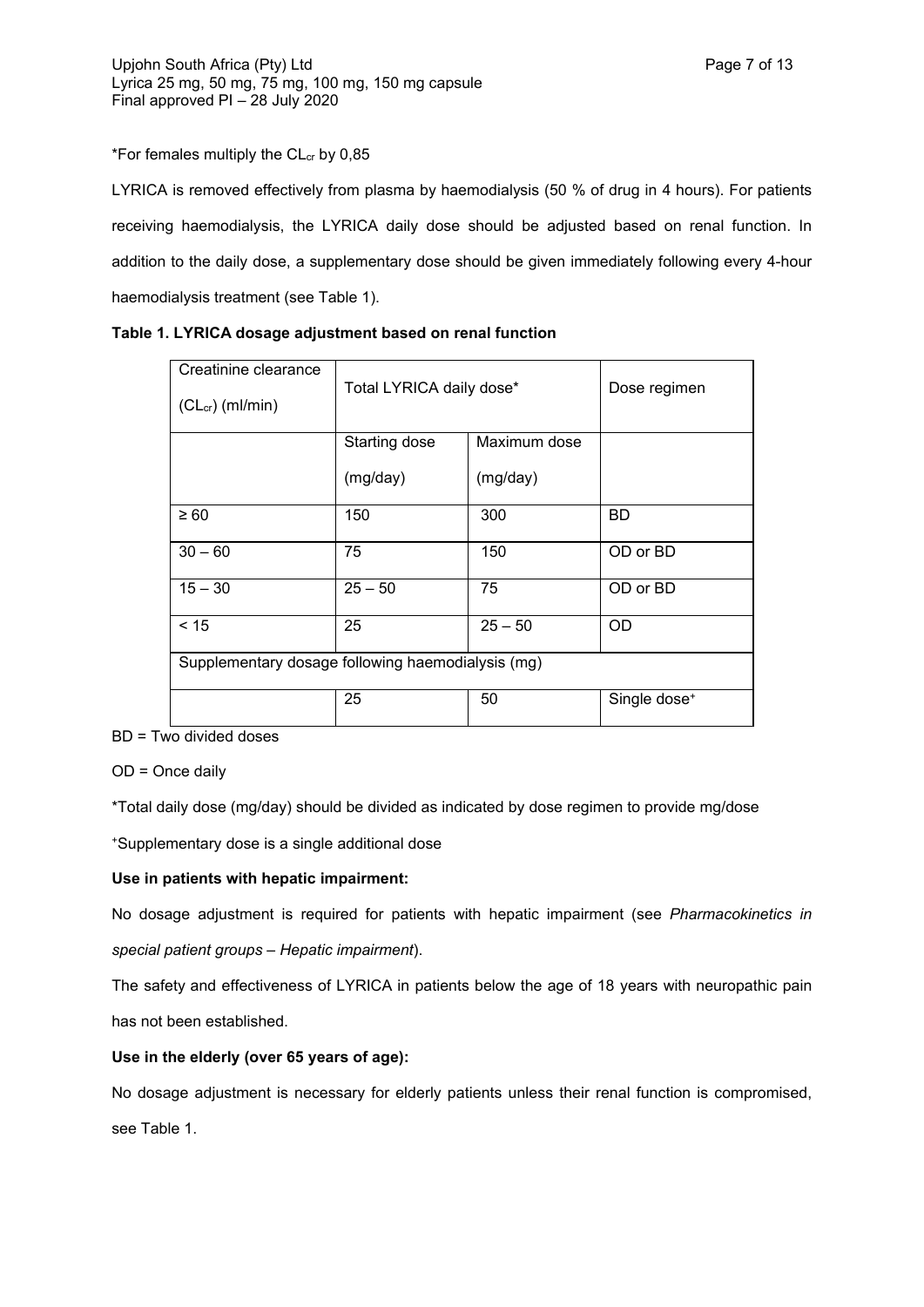*For females multiply the $CL_{cr}$ by 0,85

LYRICA is removed effectively from plasma by haemodialysis (50 % of drug in 4 hours). For patients receiving haemodialysis, the LYRICA daily dose should be adjusted based on renal function. In addition to the daily dose, a supplementary dose should be given immediately following every 4-hour haemodialysis treatment (see Table 1).

**Table 1. LYRICA dosage adjustment based on renal function**

| Creatinine clearance ($CL_{cr}$) (ml/min) | Total LYRICA daily dose* | | Dose regimen |
|---|---|---|---|
| | Starting dose (mg/day) | Maximum dose (mg/day) | |
| ≥ 60 | 150 | 300 | BD |
| 30 – 60 | 75 | 150 | OD or BD |
| 15 – 30 | 25 – 50 | 75 | OD or BD |
| < 15 | 25 | 25 – 50 | OD |
| Supplementary dosage following haemodialysis (mg) | | | |
| | 25 | 50 | Single dose⁺ |

BD = Two divided doses

OD = Once daily

*Total daily dose (mg/day) should be divided as indicated by dose regimen to provide mg/dose

⁺Supplementary dose is a single additional dose

**Use in patients with hepatic impairment:**

No dosage adjustment is required for patients with hepatic impairment (see *Pharmacokinetics in special patient groups – Hepatic impairment*).

The safety and effectiveness of LYRICA in patients below the age of 18 years with neuropathic pain has not been established.

**Use in the elderly (over 65 years of age):**

No dosage adjustment is necessary for elderly patients unless their renal function is compromised, see Table 1.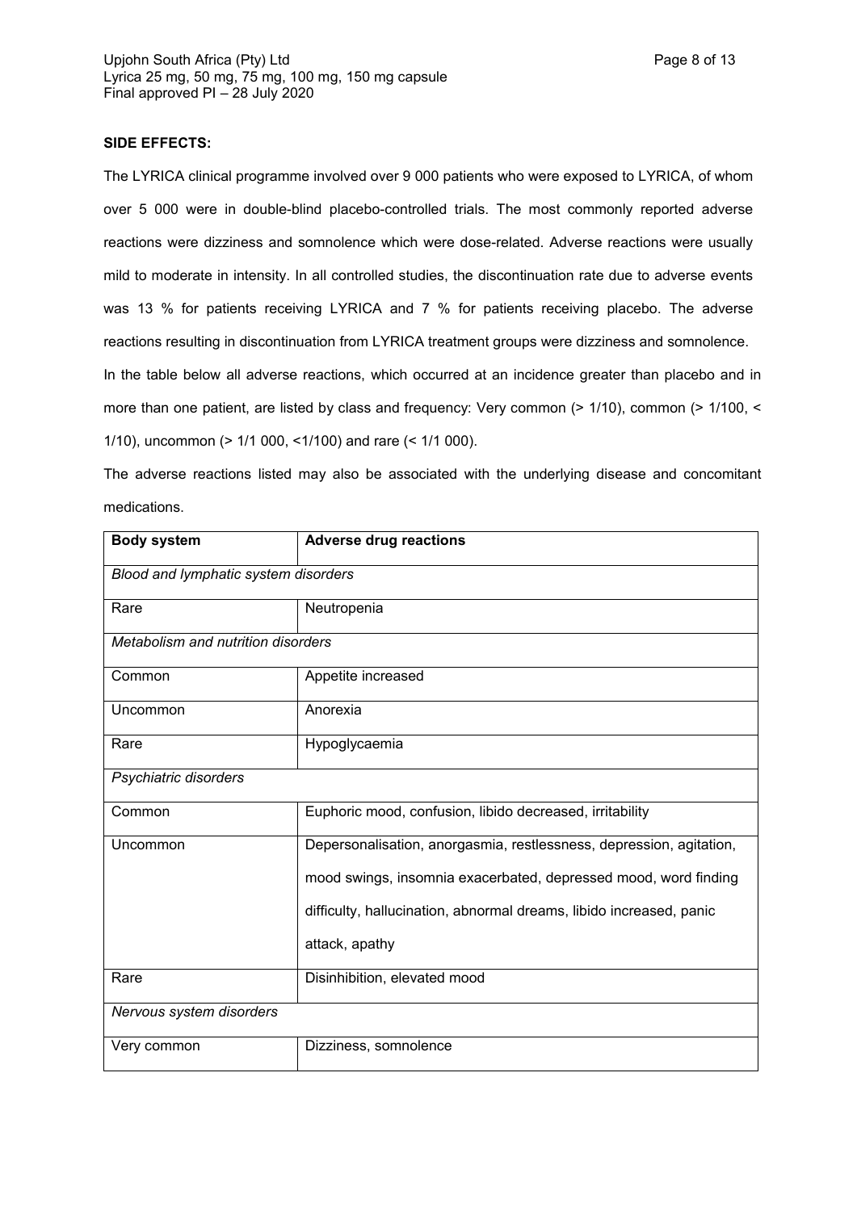**SIDE EFFECTS:**

The LYRICA clinical programme involved over 9 000 patients who were exposed to LYRICA, of whom over 5 000 were in double-blind placebo-controlled trials. The most commonly reported adverse reactions were dizziness and somnolence which were dose-related. Adverse reactions were usually mild to moderate in intensity. In all controlled studies, the discontinuation rate due to adverse events was 13 % for patients receiving LYRICA and 7 % for patients receiving placebo. The adverse reactions resulting in discontinuation from LYRICA treatment groups were dizziness and somnolence.

In the table below all adverse reactions, which occurred at an incidence greater than placebo and in more than one patient, are listed by class and frequency: Very common (> 1/10), common (> 1/100, < 1/10), uncommon (> 1/1 000, <1/100) and rare (< 1/1 000).

The adverse reactions listed may also be associated with the underlying disease and concomitant medications.

| **Body system** | **Adverse drug reactions** |
|---|---|
| *Blood and lymphatic system disorders* | |
| Rare | Neutropenia |
| *Metabolism and nutrition disorders* | |
| Common | Appetite increased |
| Uncommon | Anorexia |
| Rare | Hypoglycaemia |
| *Psychiatric disorders* | |
| Common | Euphoric mood, confusion, libido decreased, irritability |
| Uncommon | Depersonalisation, anorgasmia, restlessness, depression, agitation, mood swings, insomnia exacerbated, depressed mood, word finding difficulty, hallucination, abnormal dreams, libido increased, panic attack, apathy |
| Rare | Disinhibition, elevated mood |
| *Nervous system disorders* | |
| Very common | Dizziness, somnolence |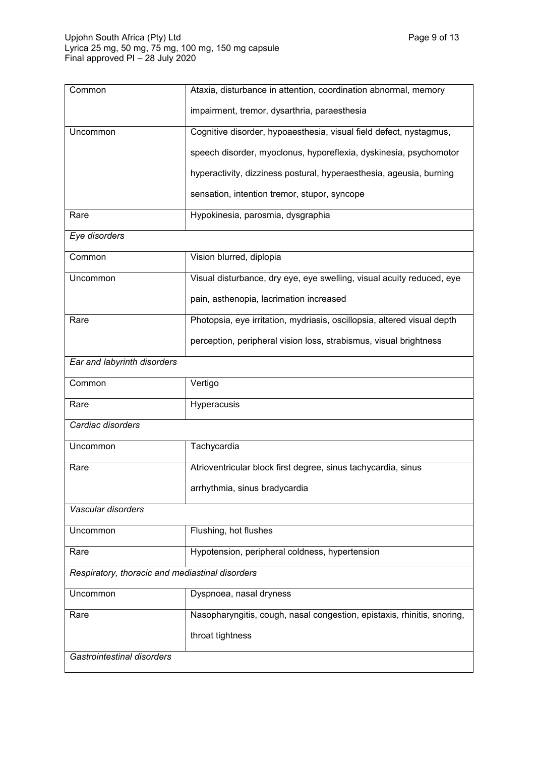| | |
|---|---|
| Common | Ataxia, disturbance in attention, coordination abnormal, memory impairment, tremor, dysarthria, paraesthesia |
| Uncommon | Cognitive disorder, hypoaesthesia, visual field defect, nystagmus, speech disorder, myoclonus, hyporeflexia, dyskinesia, psychomotor hyperactivity, dizziness postural, hyperaesthesia, ageusia, burning sensation, intention tremor, stupor, syncope |
| Rare | Hypokinesia, parosmia, dysgraphia |
| *Eye disorders* | |
| Common | Vision blurred, diplopia |
| Uncommon | Visual disturbance, dry eye, eye swelling, visual acuity reduced, eye pain, asthenopia, lacrimation increased |
| Rare | Photopsia, eye irritation, mydriasis, oscillopsia, altered visual depth perception, peripheral vision loss, strabismus, visual brightness |
| *Ear and labyrinth disorders* | |
| Common | Vertigo |
| Rare | Hyperacusis |
| *Cardiac disorders* | |
| Uncommon | Tachycardia |
| Rare | Atrioventricular block first degree, sinus tachycardia, sinus arrhythmia, sinus bradycardia |
| *Vascular disorders* | |
| Uncommon | Flushing, hot flushes |
| Rare | Hypotension, peripheral coldness, hypertension |
| *Respiratory, thoracic and mediastinal disorders* | |
| Uncommon | Dyspnoea, nasal dryness |
| Rare | Nasopharyngitis, cough, nasal congestion, epistaxis, rhinitis, snoring, throat tightness |
| *Gastrointestinal disorders* | |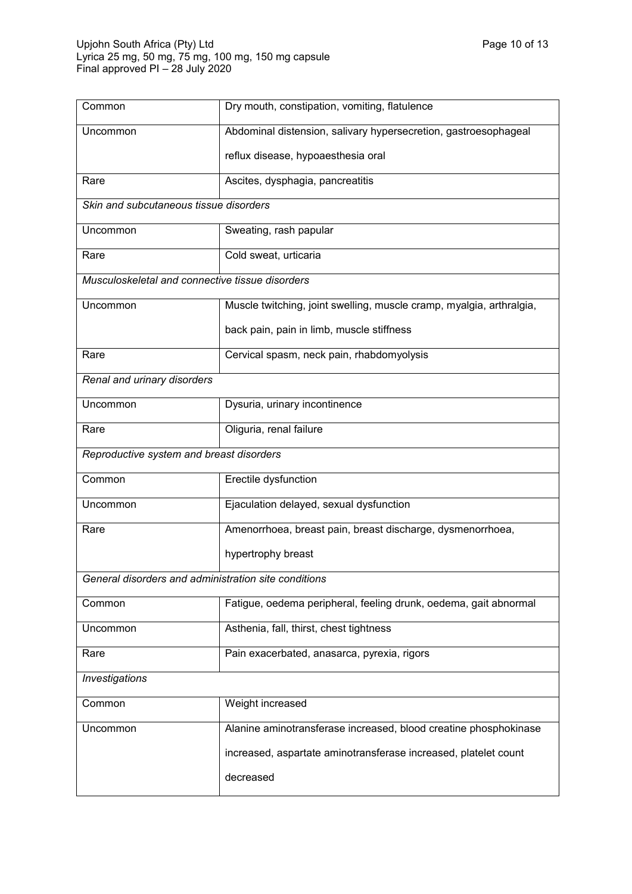| | |
|---|---|
| Common | Dry mouth, constipation, vomiting, flatulence |
| Uncommon | Abdominal distension, salivary hypersecretion, gastroesophageal reflux disease, hypoaesthesia oral |
| Rare | Ascites, dysphagia, pancreatitis |
| *Skin and subcutaneous tissue disorders* | |
| Uncommon | Sweating, rash papular |
| Rare | Cold sweat, urticaria |
| *Musculoskeletal and connective tissue disorders* | |
| Uncommon | Muscle twitching, joint swelling, muscle cramp, myalgia, arthralgia, back pain, pain in limb, muscle stiffness |
| Rare | Cervical spasm, neck pain, rhabdomyolysis |
| *Renal and urinary disorders* | |
| Uncommon | Dysuria, urinary incontinence |
| Rare | Oliguria, renal failure |
| *Reproductive system and breast disorders* | |
| Common | Erectile dysfunction |
| Uncommon | Ejaculation delayed, sexual dysfunction |
| Rare | Amenorrhoea, breast pain, breast discharge, dysmenorrhoea, hypertrophy breast |
| *General disorders and administration site conditions* | |
| Common | Fatigue, oedema peripheral, feeling drunk, oedema, gait abnormal |
| Uncommon | Asthenia, fall, thirst, chest tightness |
| Rare | Pain exacerbated, anasarca, pyrexia, rigors |
| *Investigations* | |
| Common | Weight increased |
| Uncommon | Alanine aminotransferase increased, blood creatine phosphokinase increased, aspartate aminotransferase increased, platelet count decreased |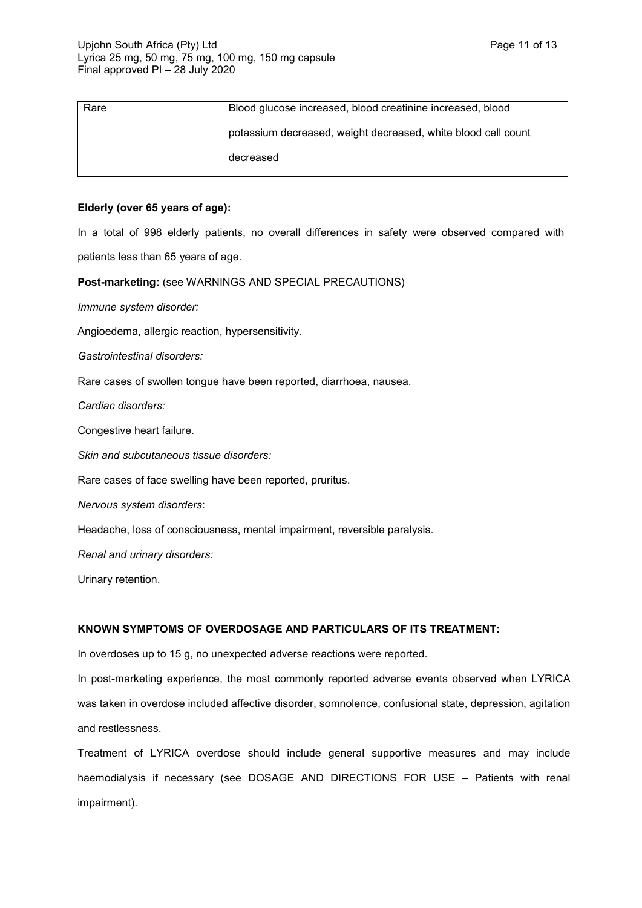| Rare | Blood glucose increased, blood creatinine increased, blood potassium decreased, weight decreased, white blood cell count decreased |
|---|---|

**Elderly (over 65 years of age):**

In a total of 998 elderly patients, no overall differences in safety were observed compared with patients less than 65 years of age.

**Post-marketing:** (see WARNINGS AND SPECIAL PRECAUTIONS)

*Immune system disorder:*

Angioedema, allergic reaction, hypersensitivity.

*Gastrointestinal disorders:*

Rare cases of swollen tongue have been reported, diarrhoea, nausea.

*Cardiac disorders:*

Congestive heart failure.

*Skin and subcutaneous tissue disorders:*

Rare cases of face swelling have been reported, pruritus.

*Nervous system disorders*:

Headache, loss of consciousness, mental impairment, reversible paralysis.

*Renal and urinary disorders:*

Urinary retention.

**KNOWN SYMPTOMS OF OVERDOSAGE AND PARTICULARS OF ITS TREATMENT:**

In overdoses up to 15 g, no unexpected adverse reactions were reported.

In post-marketing experience, the most commonly reported adverse events observed when LYRICA was taken in overdose included affective disorder, somnolence, confusional state, depression, agitation and restlessness.

Treatment of LYRICA overdose should include general supportive measures and may include haemodialysis if necessary (see DOSAGE AND DIRECTIONS FOR USE – Patients with renal impairment).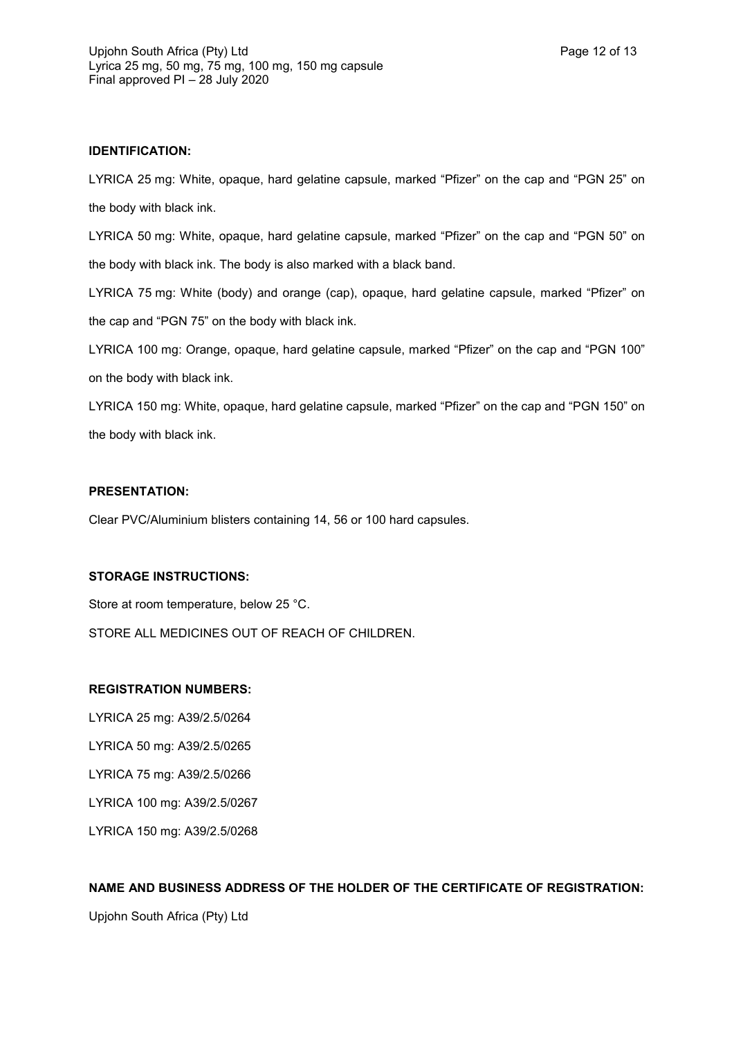**IDENTIFICATION:**

LYRICA 25 mg: White, opaque, hard gelatine capsule, marked "Pfizer" on the cap and "PGN 25" on the body with black ink.

LYRICA 50 mg: White, opaque, hard gelatine capsule, marked "Pfizer" on the cap and "PGN 50" on the body with black ink. The body is also marked with a black band.

LYRICA 75 mg: White (body) and orange (cap), opaque, hard gelatine capsule, marked "Pfizer" on the cap and "PGN 75" on the body with black ink.

LYRICA 100 mg: Orange, opaque, hard gelatine capsule, marked "Pfizer" on the cap and "PGN 100" on the body with black ink.

LYRICA 150 mg: White, opaque, hard gelatine capsule, marked "Pfizer" on the cap and "PGN 150" on the body with black ink.

**PRESENTATION:**

Clear PVC/Aluminium blisters containing 14, 56 or 100 hard capsules.

**STORAGE INSTRUCTIONS:**

Store at room temperature, below 25 °C.

STORE ALL MEDICINES OUT OF REACH OF CHILDREN.

**REGISTRATION NUMBERS:**

LYRICA 25 mg: A39/2.5/0264

LYRICA 50 mg: A39/2.5/0265

LYRICA 75 mg: A39/2.5/0266

LYRICA 100 mg: A39/2.5/0267

LYRICA 150 mg: A39/2.5/0268

**NAME AND BUSINESS ADDRESS OF THE HOLDER OF THE CERTIFICATE OF REGISTRATION:**

Upjohn South Africa (Pty) Ltd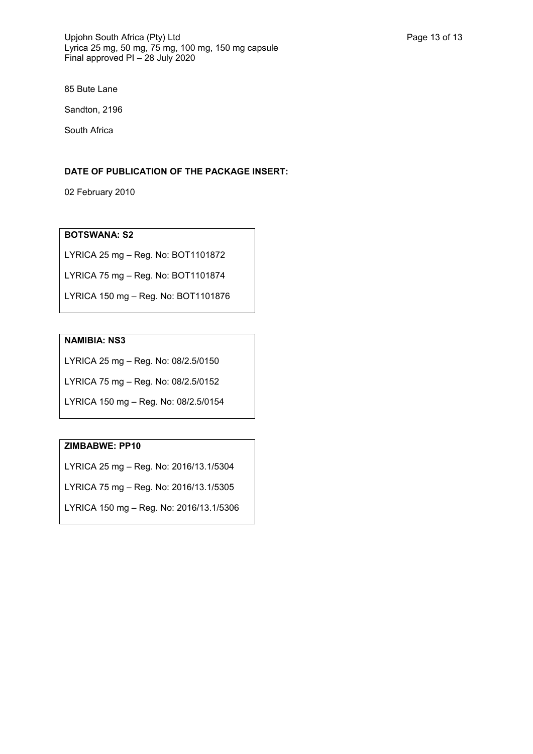85 Bute Lane

Sandton, 2196

South Africa

**DATE OF PUBLICATION OF THE PACKAGE INSERT:**

02 February 2010

**BOTSWANA: S2**

LYRICA 25 mg – Reg. No: BOT1101872

LYRICA 75 mg – Reg. No: BOT1101874

LYRICA 150 mg – Reg. No: BOT1101876

**NAMIBIA: NS3**

LYRICA 25 mg – Reg. No: 08/2.5/0150

LYRICA 75 mg – Reg. No: 08/2.5/0152

LYRICA 150 mg – Reg. No: 08/2.5/0154

**ZIMBABWE: PP10**

LYRICA 25 mg – Reg. No: 2016/13.1/5304

LYRICA 75 mg – Reg. No: 2016/13.1/5305

LYRICA 150 mg – Reg. No: 2016/13.1/5306